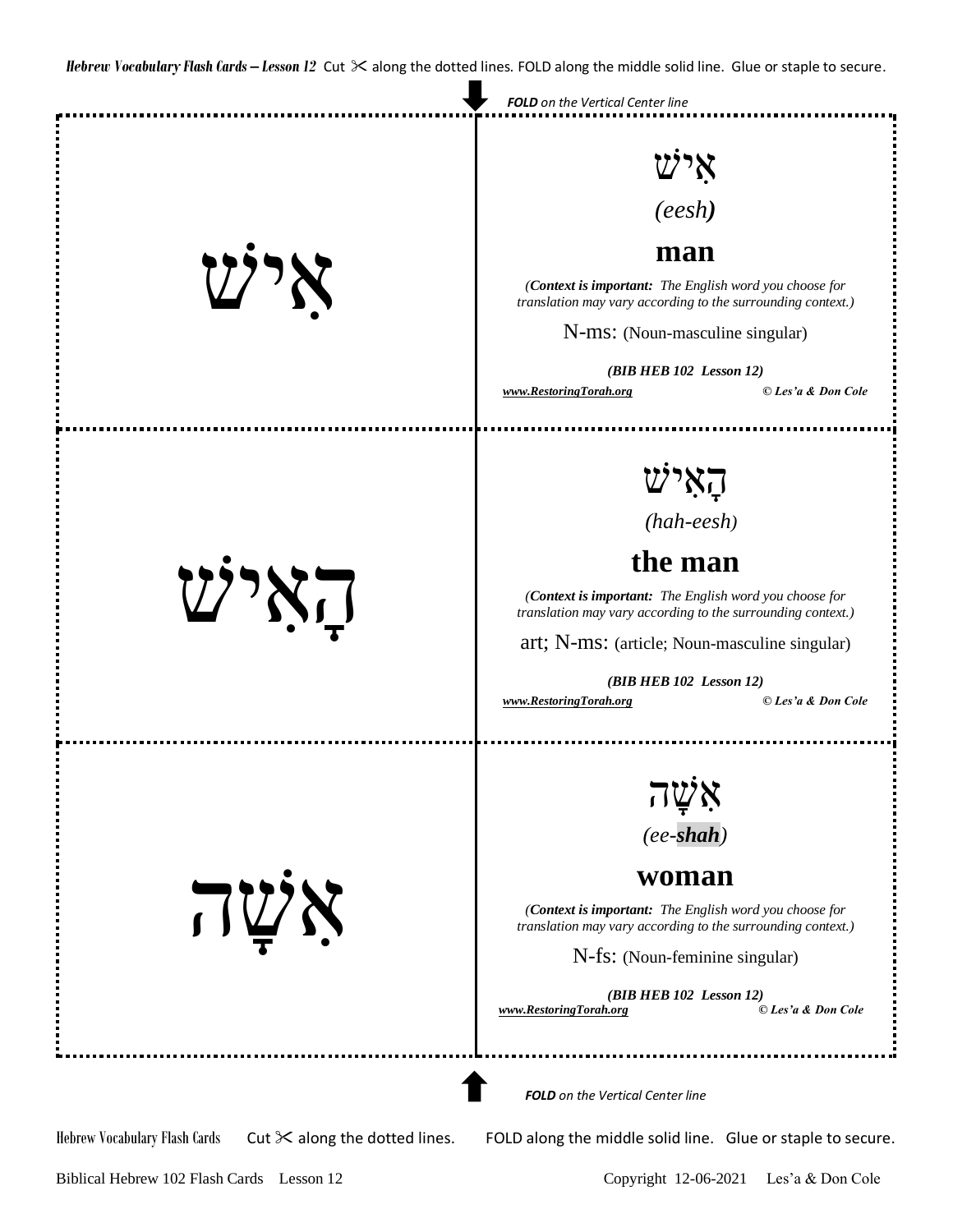*Hebrew Vocabulary Flash Cards – Lesson 12* Cut ✂ along the dotted lines. FOLD along the middle solid line. Glue or staple to secure.

***FOLD*** *on the Vertical Center line*

| | |
|---|---|
| אִישׁ | אִישׁ<br>*(eesh)*<br>**man**<br>*(**Context is important:** The English word you choose for translation may vary according to the surrounding context.)*<br>N-ms: (Noun-masculine singular)<br>***(BIB HEB 102 Lesson 12)***<br>***www.RestoringTorah.org*** ***© Les'a & Don Cole*** |
| הָאִישׁ | הָאִישׁ<br>*(hah-eesh)*<br>**the man**<br>*(**Context is important:** The English word you choose for translation may vary according to the surrounding context.)*<br>art; N-ms: (article; Noun-masculine singular)<br>***(BIB HEB 102 Lesson 12)***<br>***www.RestoringTorah.org*** ***© Les'a & Don Cole*** |
| אִשָּׁה | אִשָּׁה<br>*(ee-**shah**)*<br>**woman**<br>*(**Context is important:** The English word you choose for translation may vary according to the surrounding context.)*<br>N-fs: (Noun-feminine singular)<br>***(BIB HEB 102 Lesson 12)***<br>***www.RestoringTorah.org*** ***© Les'a & Don Cole*** |

***FOLD*** *on the Vertical Center line*

Hebrew Vocabulary Flash Cards Cut ✂ along the dotted lines. FOLD along the middle solid line. Glue or staple to secure.

Biblical Hebrew 102 Flash Cards Lesson 12 Copyright 12-06-2021 Les'a & Don Cole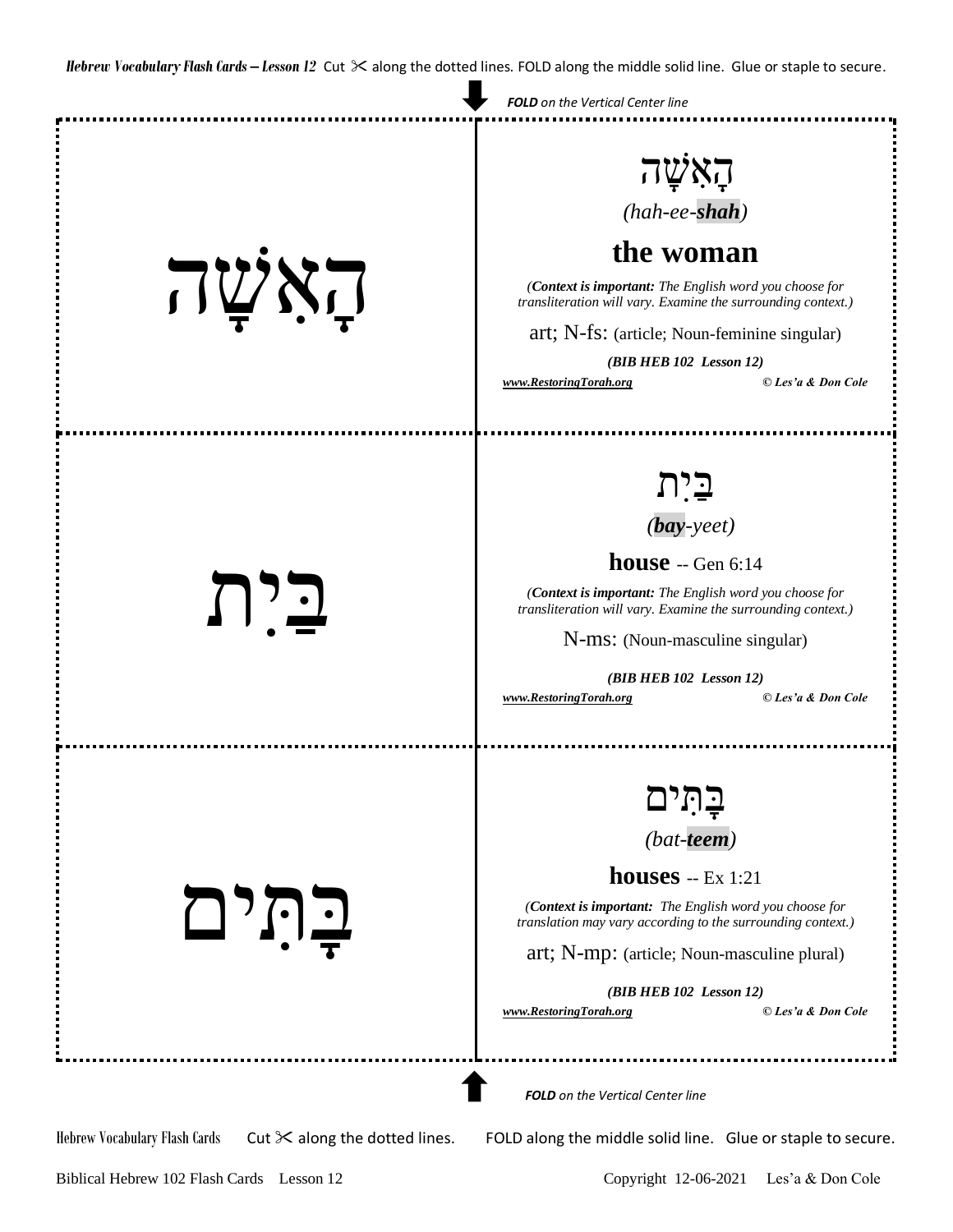*Hebrew Vocabulary Flash Cards – Lesson 12* Cut ✂ along the dotted lines. FOLD along the middle solid line. Glue or staple to secure.

***FOLD** on the Vertical Center line*

# הָאִשָּׁה

# הָאִשָּׁה

*(hah-ee-**shah**)*

## the woman

*(**Context is important:** The English word you choose for transliteration will vary. Examine the surrounding context.)*

art; N-fs: (article; Noun-feminine singular)

***(BIB HEB 102 Lesson 12)***

***www.RestoringTorah.org*** ***© Les'a & Don Cole***

---

# בַּיִת

# בַּיִת

*(**bay**-yeet)*

**house** -- Gen 6:14

*(**Context is important:** The English word you choose for transliteration will vary. Examine the surrounding context.)*

N-ms: (Noun-masculine singular)

***(BIB HEB 102 Lesson 12)***

***www.RestoringTorah.org*** ***© Les'a & Don Cole***

---

# בָּתִּים

# בָּתִּים

*(bat-**teem**)*

**houses** -- Ex 1:21

*(**Context is important:** The English word you choose for translation may vary according to the surrounding context.)*

art; N-mp: (article; Noun-masculine plural)

***(BIB HEB 102 Lesson 12)***

***www.RestoringTorah.org*** ***© Les'a & Don Cole***

***FOLD** on the Vertical Center line*

Hebrew Vocabulary Flash Cards Cut ✂ along the dotted lines. FOLD along the middle solid line. Glue or staple to secure.

Biblical Hebrew 102 Flash Cards Lesson 12 Copyright 12-06-2021 Les'a & Don Cole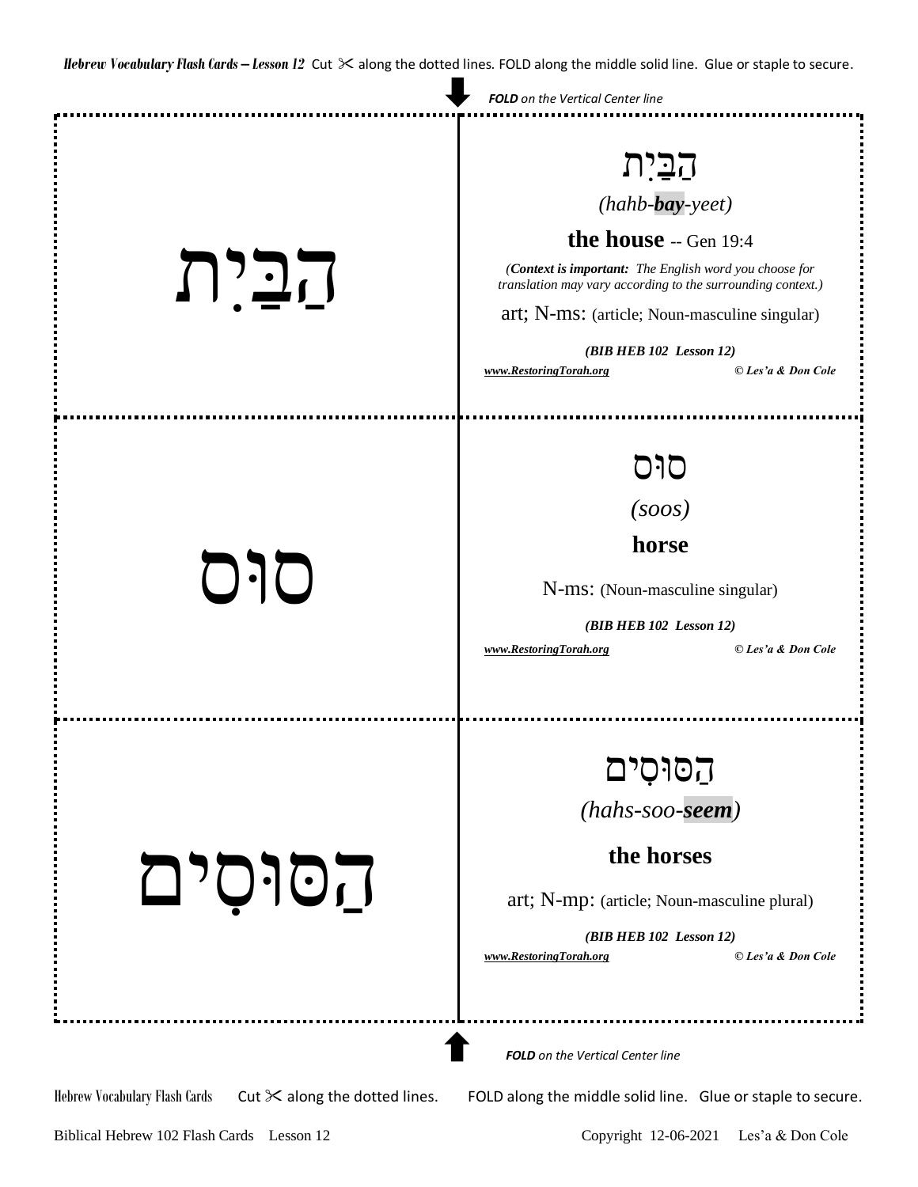***Hebrew Vocabulary Flash Cards – Lesson 12*** Cut ✂ along the dotted lines. FOLD along the middle solid line. Glue or staple to secure.

***FOLD*** *on the Vertical Center line*

| | |
|---|---|
| הַבַּיִת | הַבַּיִת<br>*(hahb-**bay**-yeet)*<br>**the house** -- Gen 19:4<br>*(**Context is important:** The English word you choose for translation may vary according to the surrounding context.)*<br>art; N-ms: (article; Noun-masculine singular)<br>***(BIB HEB 102 Lesson 12)***<br>***www.RestoringTorah.org*** ***© Les'a & Don Cole*** |
| סוּס | סוּס<br>*(soos)*<br>**horse**<br>N-ms: (Noun-masculine singular)<br>***(BIB HEB 102 Lesson 12)***<br>***www.RestoringTorah.org*** ***© Les'a & Don Cole*** |
| הַסּוּסִים | הַסּוּסִים<br>*(hahs-soo-**seem**)*<br>**the horses**<br>art; N-mp: (article; Noun-masculine plural)<br>***(BIB HEB 102 Lesson 12)***<br>***www.RestoringTorah.org*** ***© Les'a & Don Cole*** |

***FOLD*** *on the Vertical Center line*

Hebrew Vocabulary Flash Cards Cut ✂ along the dotted lines. FOLD along the middle solid line. Glue or staple to secure.

Biblical Hebrew 102 Flash Cards Lesson 12 Copyright 12-06-2021 Les'a & Don Cole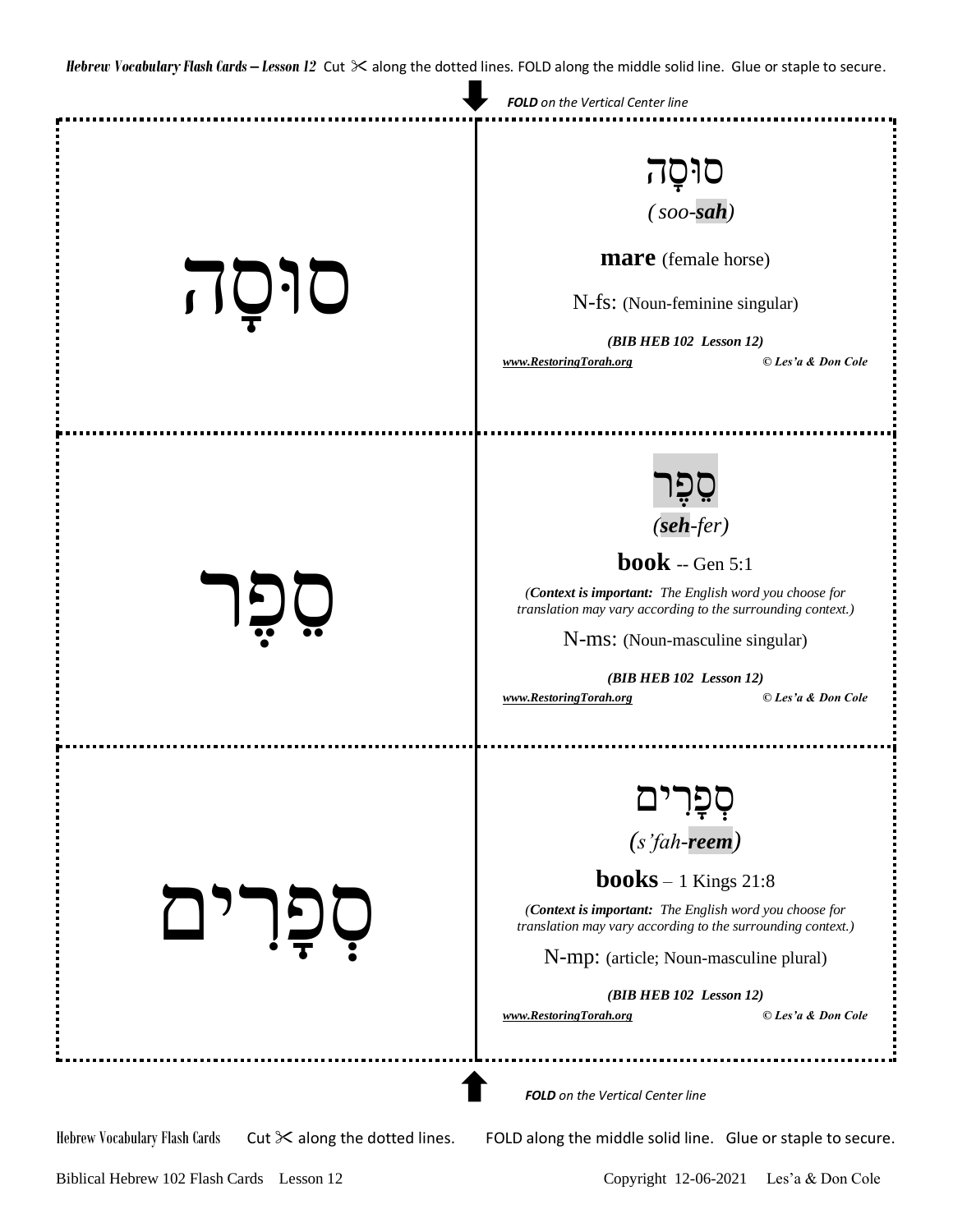***Hebrew Vocabulary Flash Cards – Lesson 12*** Cut ✂ along the dotted lines. FOLD along the middle solid line. Glue or staple to secure.

***FOLD** on the Vertical Center line*

סוּסָה

סוּסָה

*(soo-**sah**)*

**mare** (female horse)

N-fs: (Noun-feminine singular)

***(BIB HEB 102 Lesson 12)***

***www.RestoringTorah.org*** ***© Les'a & Don Cole***

---

סֵפֶר

סֵפֶר

*(**seh**-fer)*

**book** -- Gen 5:1

*(**Context is important:** The English word you choose for translation may vary according to the surrounding context.)*

N-ms: (Noun-masculine singular)

***(BIB HEB 102 Lesson 12)***

***www.RestoringTorah.org*** ***© Les'a & Don Cole***

---

סְפָרִים

סְפָרִים

*(s'fah-**reem**)*

**books** – 1 Kings 21:8

*(**Context is important:** The English word you choose for translation may vary according to the surrounding context.)*

N-mp: (article; Noun-masculine plural)

***(BIB HEB 102 Lesson 12)***

***www.RestoringTorah.org*** ***© Les'a & Don Cole***

***FOLD** on the Vertical Center line*

Hebrew Vocabulary Flash Cards Cut ✂ along the dotted lines. FOLD along the middle solid line. Glue or staple to secure.

Biblical Hebrew 102 Flash Cards Lesson 12 Copyright 12-06-2021 Les'a & Don Cole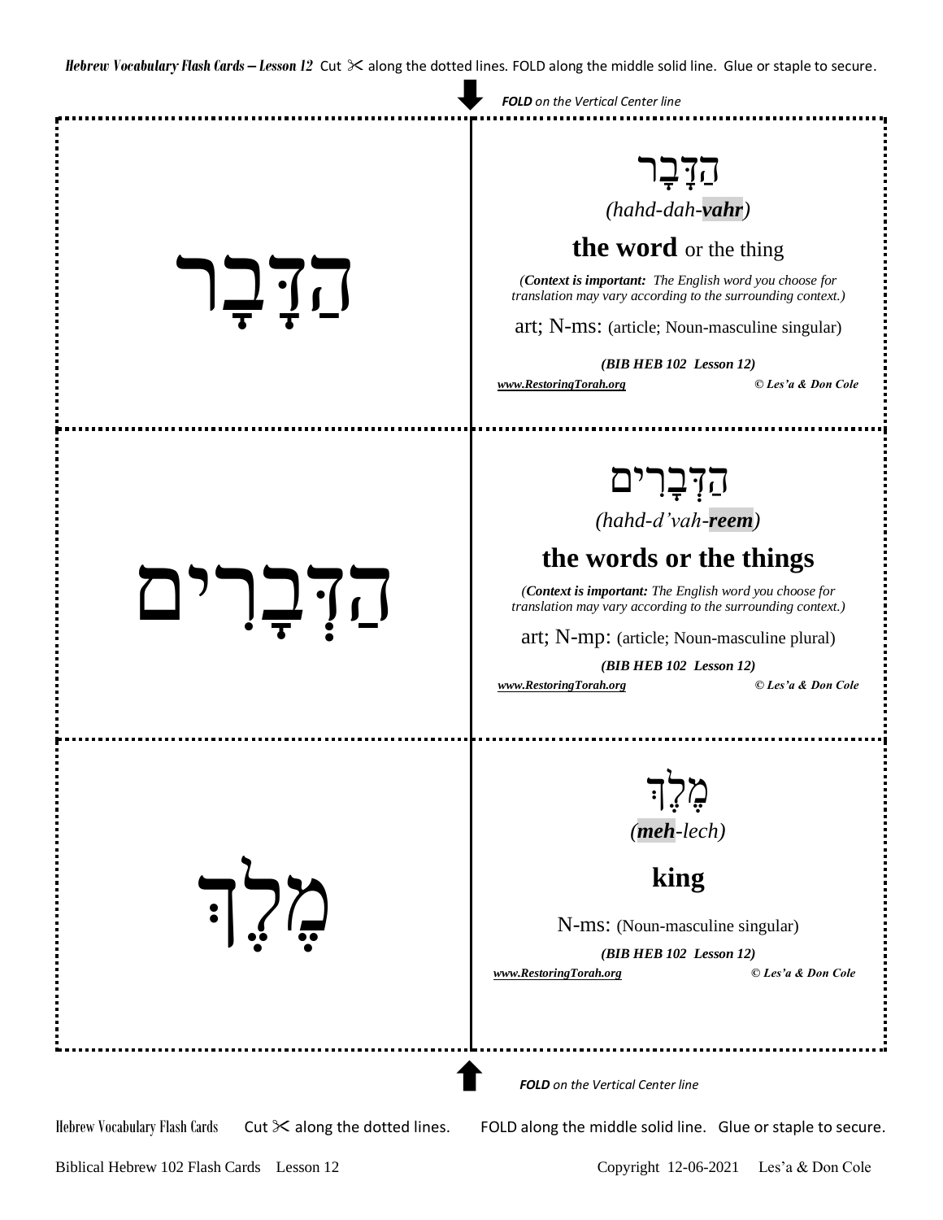*Hebrew Vocabulary Flash Cards – Lesson 12* Cut ✂ along the dotted lines. FOLD along the middle solid line. Glue or staple to secure.

***FOLD*** *on the Vertical Center line*

---

# הַדָּבָר

הַדָּבָר

*(hahd-dah-**vahr**)*

**the word** or the thing

*(**Context is important:** The English word you choose for translation may vary according to the surrounding context.)*

art; N-ms: (article; Noun-masculine singular)

***(BIB HEB 102 Lesson 12)***

***www.RestoringTorah.org*** ***© Les'a & Don Cole***

---

# הַדְּבָרִים

הַדְּבָרִים

*(hahd-d'vah-**reem**)*

**the words or the things**

*(**Context is important:** The English word you choose for translation may vary according to the surrounding context.)*

art; N-mp: (article; Noun-masculine plural)

***(BIB HEB 102 Lesson 12)***

***www.RestoringTorah.org*** ***© Les'a & Don Cole***

---

# מֶ֫לֶךְ

מֶ֫לֶךְ

*(**meh**-lech)*

**king**

N-ms: (Noun-masculine singular)

***(BIB HEB 102 Lesson 12)***

***www.RestoringTorah.org*** ***© Les'a & Don Cole***

---

***FOLD*** *on the Vertical Center line*

Hebrew Vocabulary Flash Cards Cut ✂ along the dotted lines. FOLD along the middle solid line. Glue or staple to secure.

Biblical Hebrew 102 Flash Cards Lesson 12 Copyright 12-06-2021 Les'a & Don Cole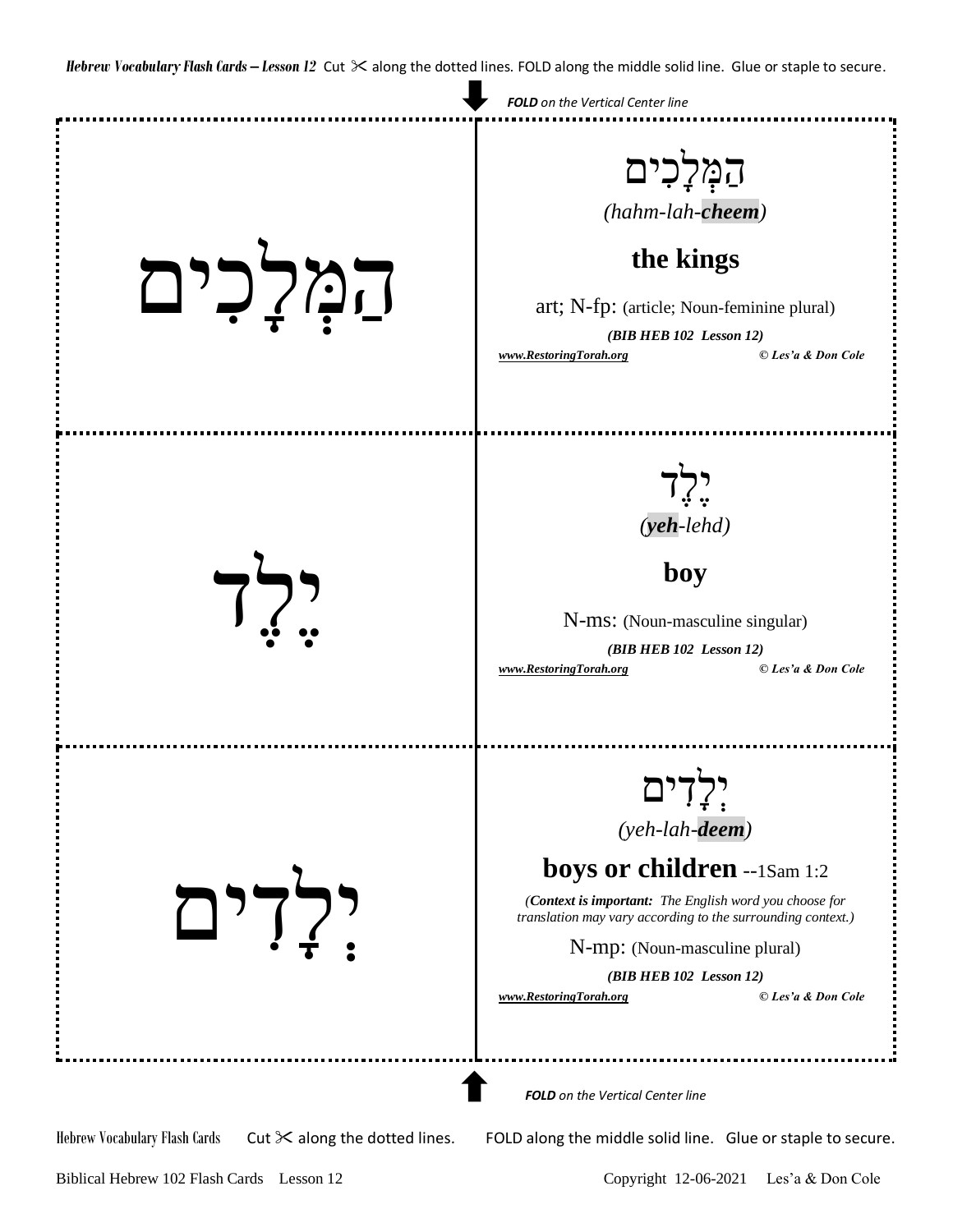*Hebrew Vocabulary Flash Cards – Lesson 12* Cut ✂ along the dotted lines. FOLD along the middle solid line. Glue or staple to secure.

***FOLD** on the Vertical Center line*

הַמְּלָכִים

הַמְּלָכִים

*(hahm-lah-**cheem**)*

**the kings**

art; N-fp: (article; Noun-feminine plural)

***(BIB HEB 102 Lesson 12)***

***www.RestoringTorah.org*** ***© Les'a & Don Cole***

---

יֶלֶד

יֶלֶד

*(**yeh**-lehd)*

**boy**

N-ms: (Noun-masculine singular)

***(BIB HEB 102 Lesson 12)***

***www.RestoringTorah.org*** ***© Les'a & Don Cole***

---

יְלָדִים

יְלָדִים

*(yeh-lah-**deem**)*

**boys or children** --1Sam 1:2

*(**Context is important:** The English word you choose for translation may vary according to the surrounding context.)*

N-mp: (Noun-masculine plural)

***(BIB HEB 102 Lesson 12)***

***www.RestoringTorah.org*** ***© Les'a & Don Cole***

***FOLD** on the Vertical Center line*

Hebrew Vocabulary Flash Cards Cut ✂ along the dotted lines. FOLD along the middle solid line. Glue or staple to secure.

Biblical Hebrew 102 Flash Cards Lesson 12 Copyright 12-06-2021 Les'a & Don Cole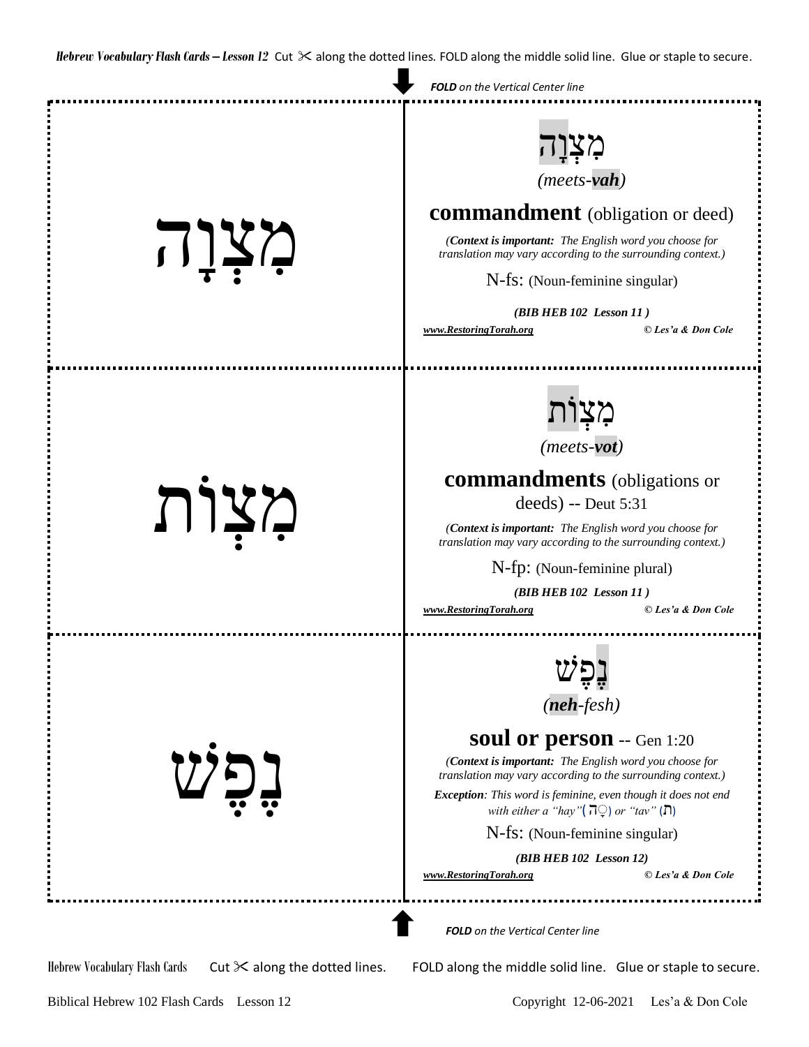*Hebrew Vocabulary Flash Cards – Lesson 12* Cut ✂ along the dotted lines. FOLD along the middle solid line. Glue or staple to secure.

***FOLD** on the Vertical Center line*

| | |
|---|---|
| מִצְוָה | מִצְוָה<br>*(meets-**vah**)*<br>**commandment** (obligation or deed)<br>*(**Context is important:** The English word you choose for translation may vary according to the surrounding context.)*<br>N-fs: (Noun-feminine singular)<br>***(BIB HEB 102 Lesson 11 )***<br>***www.RestoringTorah.org*** ***© Les'a & Don Cole*** |
| מִצְוֹת | מִצְוֹת<br>*(meets-**vot**)*<br>**commandments** (obligations or deeds) -- Deut 5:31<br>*(**Context is important:** The English word you choose for translation may vary according to the surrounding context.)*<br>N-fp: (Noun-feminine plural)<br>***(BIB HEB 102 Lesson 11 )***<br>***www.RestoringTorah.org*** ***© Les'a & Don Cole*** |
| נֶפֶשׁ | נֶפֶשׁ<br>*(**neh**-fesh)*<br>**soul or person** -- Gen 1:20<br>*(**Context is important:** The English word you choose for translation may vary according to the surrounding context.)*<br>***Exception**: This word is feminine, even though it does not end with either a "hay" (ָה) or "tav" (ת)*<br>N-fs: (Noun-feminine singular)<br>***(BIB HEB 102 Lesson 12)***<br>***www.RestoringTorah.org*** ***© Les'a & Don Cole*** |

***FOLD** on the Vertical Center line*

Hebrew Vocabulary Flash Cards Cut ✂ along the dotted lines. FOLD along the middle solid line. Glue or staple to secure.

Biblical Hebrew 102 Flash Cards Lesson 12 Copyright 12-06-2021 Les'a & Don Cole